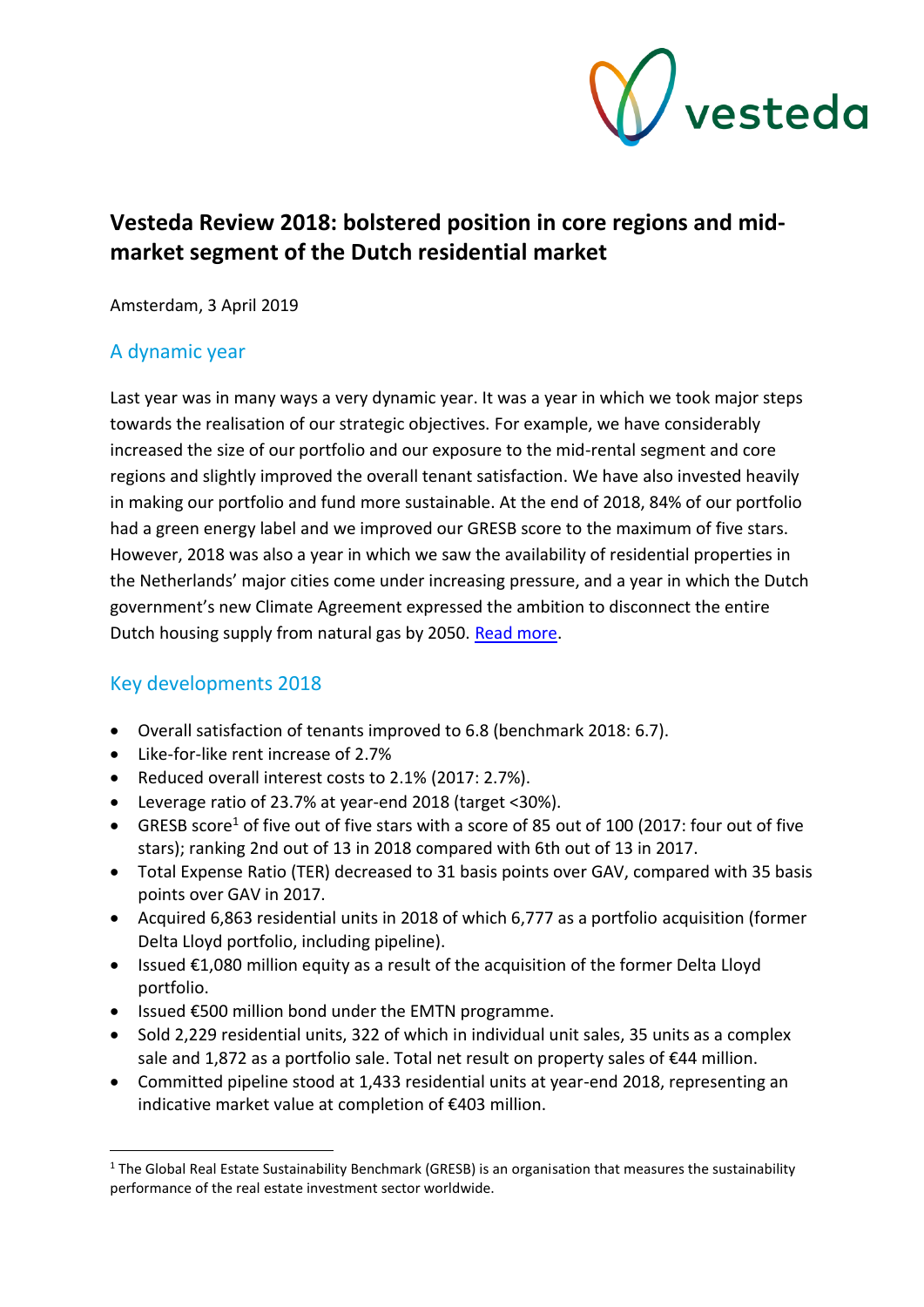# Vesteda Review 2018: bolstered position in core regions and mid-market segment of the Dutch residential market

Amsterdam, 3 April 2019

## A dynamic year

Last year was in many ways a very dynamic year. It was a year in which we took major steps towards the realisation of our strategic objectives. For example, we have considerably increased the size of our portfolio and our exposure to the mid-rental segment and core regions and slightly improved the overall tenant satisfaction. We have also invested heavily in making our portfolio and fund more sustainable. At the end of 2018, 84% of our portfolio had a green energy label and we improved our GRESB score to the maximum of five stars. However, 2018 was also a year in which we saw the availability of residential properties in the Netherlands' major cities come under increasing pressure, and a year in which the Dutch government's new Climate Agreement expressed the ambition to disconnect the entire Dutch housing supply from natural gas by 2050. Read more.

## Key developments 2018

- Overall satisfaction of tenants improved to 6.8 (benchmark 2018: 6.7).
- Like-for-like rent increase of 2.7%
- Reduced overall interest costs to 2.1% (2017: 2.7%).
- Leverage ratio of 23.7% at year-end 2018 (target <30%).
- GRESB score[1] of five out of five stars with a score of 85 out of 100 (2017: four out of five stars); ranking 2nd out of 13 in 2018 compared with 6th out of 13 in 2017.
- Total Expense Ratio (TER) decreased to 31 basis points over GAV, compared with 35 basis points over GAV in 2017.
- Acquired 6,863 residential units in 2018 of which 6,777 as a portfolio acquisition (former Delta Lloyd portfolio, including pipeline).
- Issued €1,080 million equity as a result of the acquisition of the former Delta Lloyd portfolio.
- Issued €500 million bond under the EMTN programme.
- Sold 2,229 residential units, 322 of which in individual unit sales, 35 units as a complex sale and 1,872 as a portfolio sale. Total net result on property sales of €44 million.
- Committed pipeline stood at 1,433 residential units at year-end 2018, representing an indicative market value at completion of €403 million.

[1] The Global Real Estate Sustainability Benchmark (GRESB) is an organisation that measures the sustainability performance of the real estate investment sector worldwide.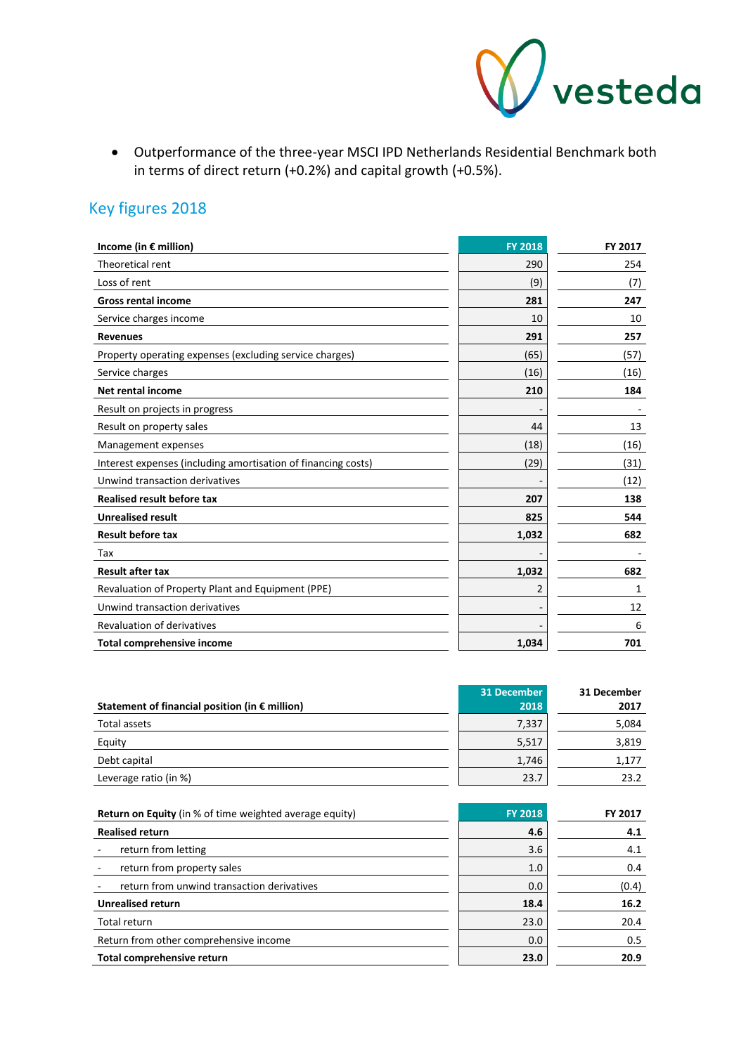- Outperformance of the three-year MSCI IPD Netherlands Residential Benchmark both in terms of direct return (+0.2%) and capital growth (+0.5%).

## Key figures 2018

| Income (in € million) | FY 2018 | FY 2017 |
|---|---|---|
| Theoretical rent | 290 | 254 |
| Loss of rent | (9) | (7) |
| **Gross rental income** | **281** | **247** |
| Service charges income | 10 | 10 |
| **Revenues** | **291** | **257** |
| Property operating expenses (excluding service charges) | (65) | (57) |
| Service charges | (16) | (16) |
| **Net rental income** | **210** | **184** |
| Result on projects in progress | - | - |
| Result on property sales | 44 | 13 |
| Management expenses | (18) | (16) |
| Interest expenses (including amortisation of financing costs) | (29) | (31) |
| Unwind transaction derivatives | - | (12) |
| **Realised result before tax** | **207** | **138** |
| **Unrealised result** | **825** | **544** |
| **Result before tax** | **1,032** | **682** |
| Tax | - | - |
| **Result after tax** | **1,032** | **682** |
| Revaluation of Property Plant and Equipment (PPE) | 2 | 1 |
| Unwind transaction derivatives | - | 12 |
| Revaluation of derivatives | - | 6 |
| **Total comprehensive income** | **1,034** | **701** |

| Statement of financial position (in € million) | 31 December 2018 | 31 December 2017 |
|---|---|---|
| Total assets | 7,337 | 5,084 |
| Equity | 5,517 | 3,819 |
| Debt capital | 1,746 | 1,177 |
| Leverage ratio (in %) | 23.7 | 23.2 |

| **Return on Equity** (in % of time weighted average equity) | FY 2018 | FY 2017 |
|---|---|---|
| **Realised return** | **4.6** | **4.1** |
| - return from letting | 3.6 | 4.1 |
| - return from property sales | 1.0 | 0.4 |
| - return from unwind transaction derivatives | 0.0 | (0.4) |
| **Unrealised return** | **18.4** | **16.2** |
| Total return | 23.0 | 20.4 |
| Return from other comprehensive income | 0.0 | 0.5 |
| **Total comprehensive return** | **23.0** | **20.9** |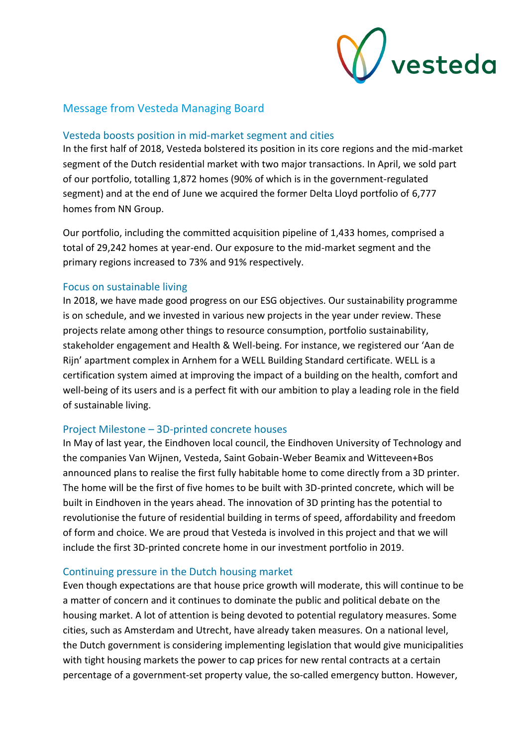## Message from Vesteda Managing Board

### Vesteda boosts position in mid-market segment and cities

In the first half of 2018, Vesteda bolstered its position in its core regions and the mid-market segment of the Dutch residential market with two major transactions. In April, we sold part of our portfolio, totalling 1,872 homes (90% of which is in the government-regulated segment) and at the end of June we acquired the former Delta Lloyd portfolio of 6,777 homes from NN Group.

Our portfolio, including the committed acquisition pipeline of 1,433 homes, comprised a total of 29,242 homes at year-end. Our exposure to the mid-market segment and the primary regions increased to 73% and 91% respectively.

### Focus on sustainable living

In 2018, we have made good progress on our ESG objectives. Our sustainability programme is on schedule, and we invested in various new projects in the year under review. These projects relate among other things to resource consumption, portfolio sustainability, stakeholder engagement and Health & Well-being. For instance, we registered our 'Aan de Rijn' apartment complex in Arnhem for a WELL Building Standard certificate. WELL is a certification system aimed at improving the impact of a building on the health, comfort and well-being of its users and is a perfect fit with our ambition to play a leading role in the field of sustainable living.

### Project Milestone – 3D-printed concrete houses

In May of last year, the Eindhoven local council, the Eindhoven University of Technology and the companies Van Wijnen, Vesteda, Saint Gobain-Weber Beamix and Witteveen+Bos announced plans to realise the first fully habitable home to come directly from a 3D printer. The home will be the first of five homes to be built with 3D-printed concrete, which will be built in Eindhoven in the years ahead. The innovation of 3D printing has the potential to revolutionise the future of residential building in terms of speed, affordability and freedom of form and choice. We are proud that Vesteda is involved in this project and that we will include the first 3D-printed concrete home in our investment portfolio in 2019.

### Continuing pressure in the Dutch housing market

Even though expectations are that house price growth will moderate, this will continue to be a matter of concern and it continues to dominate the public and political debate on the housing market. A lot of attention is being devoted to potential regulatory measures. Some cities, such as Amsterdam and Utrecht, have already taken measures. On a national level, the Dutch government is considering implementing legislation that would give municipalities with tight housing markets the power to cap prices for new rental contracts at a certain percentage of a government-set property value, the so-called emergency button. However,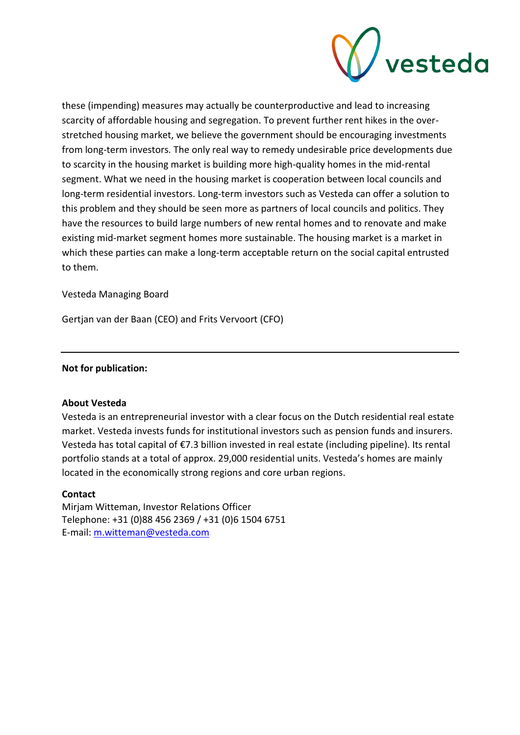these (impending) measures may actually be counterproductive and lead to increasing scarcity of affordable housing and segregation. To prevent further rent hikes in the over-stretched housing market, we believe the government should be encouraging investments from long-term investors. The only real way to remedy undesirable price developments due to scarcity in the housing market is building more high-quality homes in the mid-rental segment. What we need in the housing market is cooperation between local councils and long-term residential investors. Long-term investors such as Vesteda can offer a solution to this problem and they should be seen more as partners of local councils and politics. They have the resources to build large numbers of new rental homes and to renovate and make existing mid-market segment homes more sustainable. The housing market is a market in which these parties can make a long-term acceptable return on the social capital entrusted to them.

Vesteda Managing Board

Gertjan van der Baan (CEO) and Frits Vervoort (CFO)

---

**Not for publication:**

**About Vesteda**
Vesteda is an entrepreneurial investor with a clear focus on the Dutch residential real estate market. Vesteda invests funds for institutional investors such as pension funds and insurers. Vesteda has total capital of €7.3 billion invested in real estate (including pipeline). Its rental portfolio stands at a total of approx. 29,000 residential units. Vesteda's homes are mainly located in the economically strong regions and core urban regions.

**Contact**
Mirjam Witteman, Investor Relations Officer
Telephone: +31 (0)88 456 2369 / +31 (0)6 1504 6751
E-mail: m.witteman@vesteda.com